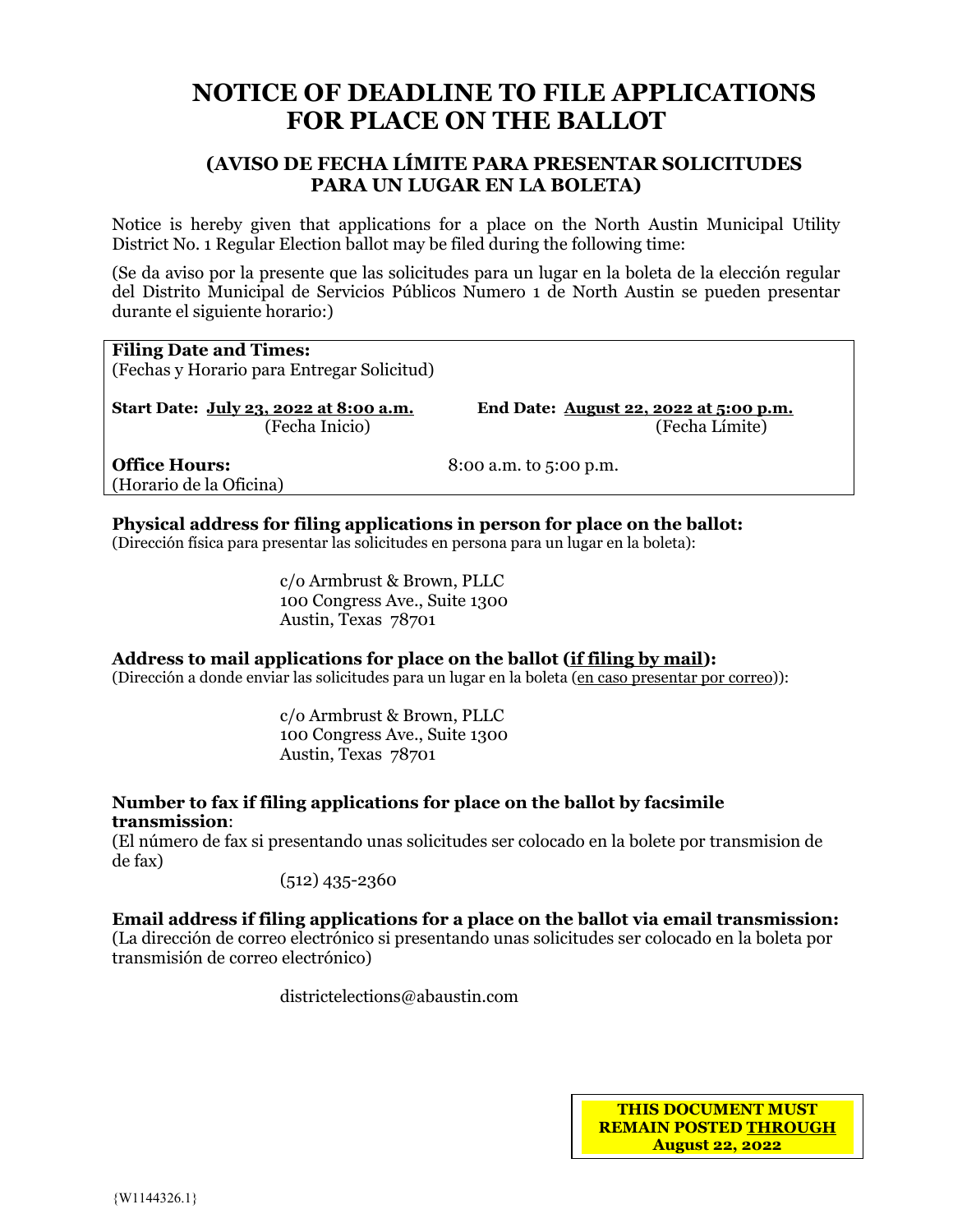# NOTICE OF DEADLINE TO FILE APPLICATIONS FOR PLACE ON THE BALLOT

## (AVISO DE FECHA LÍMITE PARA PRESENTAR SOLICITUDES PARA UN LUGAR EN LA BOLETA)

Notice is hereby given that applications for a place on the North Austin Municipal Utility District No. 1 Regular Election ballot may be filed during the following time:

(Se da aviso por la presente que las solicitudes para un lugar en la boleta de la elección regular del Distrito Municipal de Servicios Públicos Numero 1 de North Austin se pueden presentar durante el siguiente horario:)

**Filing Date and Times:**
(Fechas y Horario para Entregar Solicitud)

**Start Date: July 23, 2022 at 8:00 a.m.**
(Fecha Inicio)

**End Date: August 22, 2022 at 5:00 p.m.**
(Fecha Límite)

**Office Hours:** 8:00 a.m. to 5:00 p.m.
(Horario de la Oficina)

**Physical address for filing applications in person for place on the ballot:**
(Dirección física para presentar las solicitudes en persona para un lugar en la boleta):

c/o Armbrust & Brown, PLLC
100 Congress Ave., Suite 1300
Austin, Texas 78701

**Address to mail applications for place on the ballot (<u>if filing by mail</u>):**
(Dirección a donde enviar las solicitudes para un lugar en la boleta (<u>en caso presentar por correo</u>)):

c/o Armbrust & Brown, PLLC
100 Congress Ave., Suite 1300
Austin, Texas 78701

**Number to fax if filing applications for place on the ballot by facsimile transmission**:
(El número de fax si presentando unas solicitudes ser colocado en la bolete por transmision de de fax)

(512) 435-2360

**Email address if filing applications for a place on the ballot via email transmission:**
(La dirección de correo electrónico si presentando unas solicitudes ser colocado en la boleta por transmisión de correo electrónico)

districtelections@abaustin.com

**THIS DOCUMENT MUST REMAIN POSTED <u>THROUGH</u> August 22, 2022**

{W1144326.1}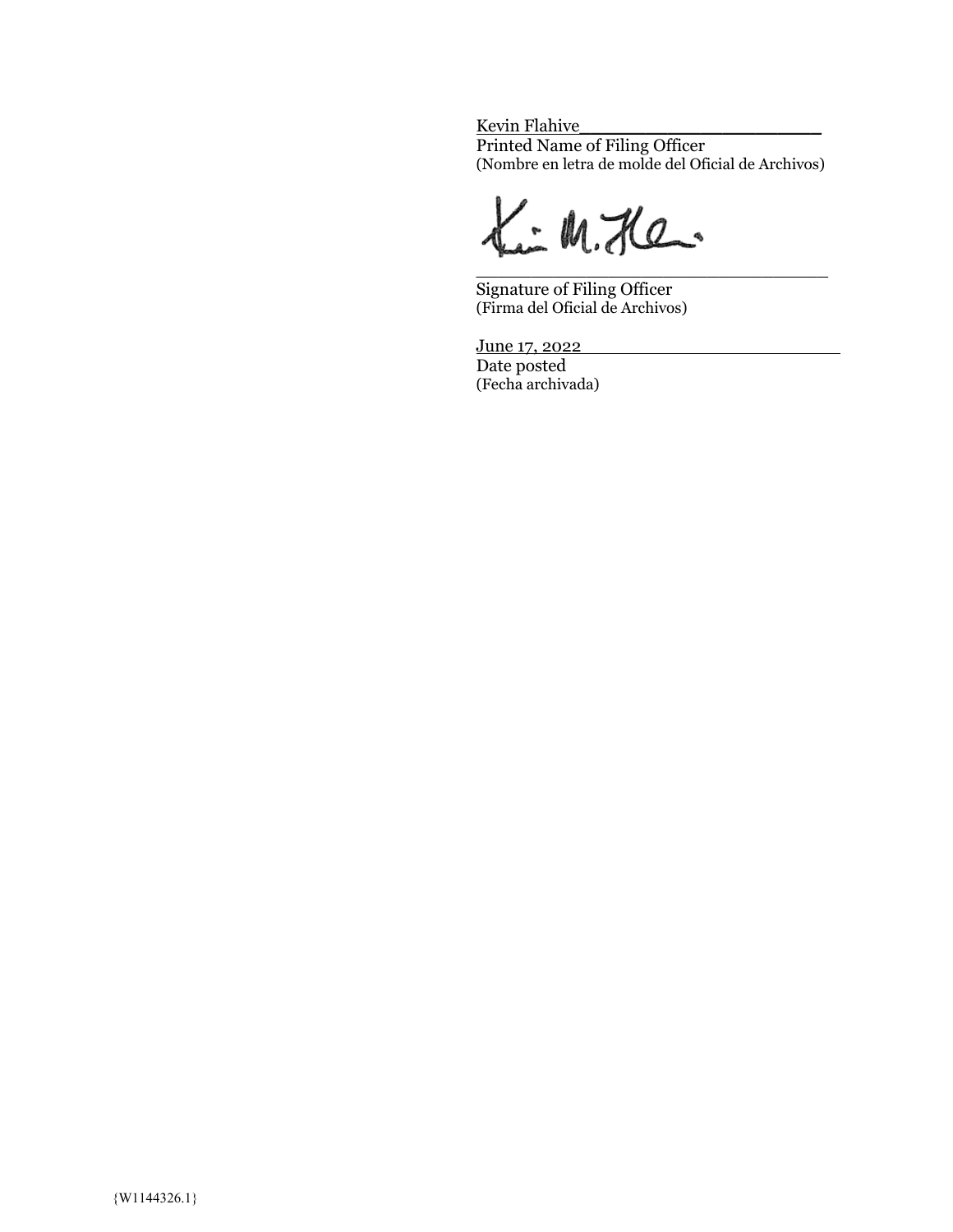Kevin Flahive______________________
Printed Name of Filing Officer
(Nombre en letra de molde del Oficial de Archivos)

_________________________________
Signature of Filing Officer
(Firma del Oficial de Archivos)

June 17, 2022________________________
Date posted
(Fecha archivada)

{W1144326.1}